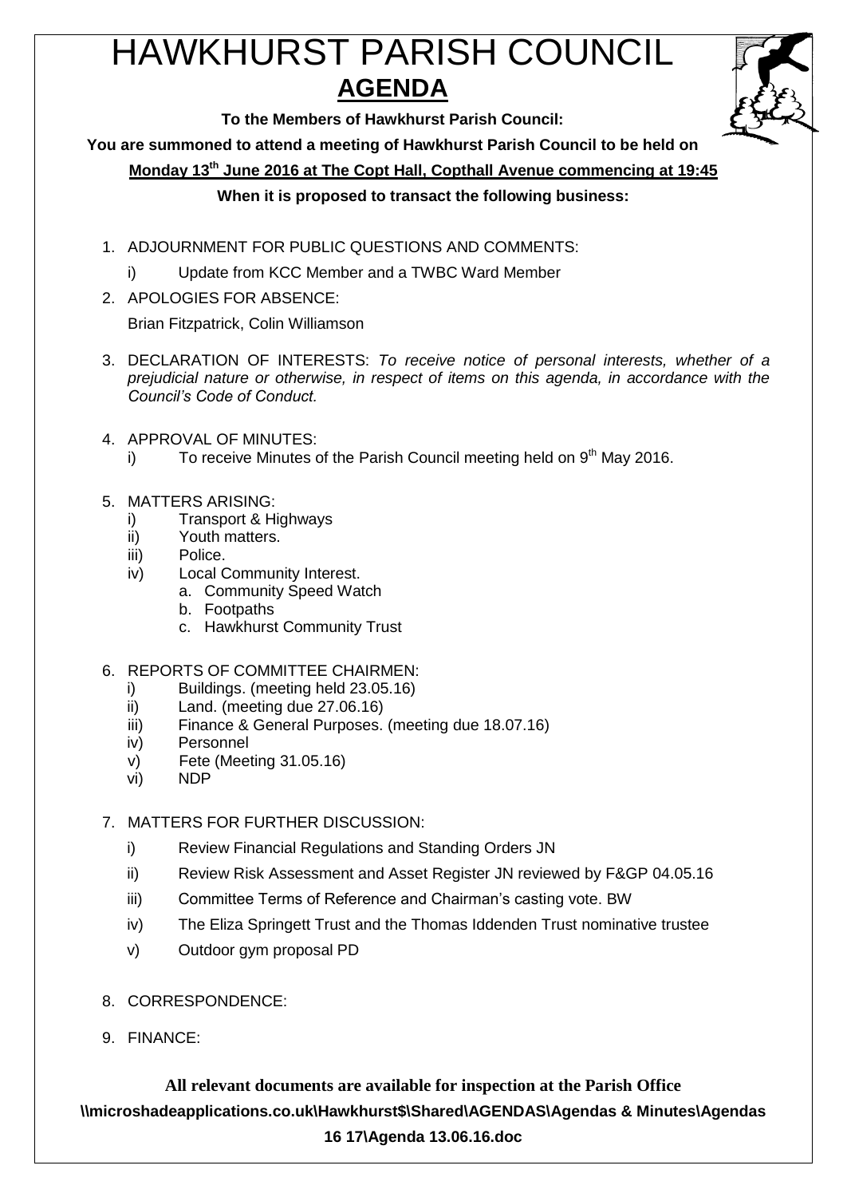# HAWKHURST PARISH COUNCIL

## AGENDA

**To the Members of Hawkhurst Parish Council:**

**You are summoned to attend a meeting of Hawkhurst Parish Council to be held on**

**Monday 13th June 2016 at The Copt Hall, Copthall Avenue commencing at 19:45**

**When it is proposed to transact the following business:**

1. ADJOURNMENT FOR PUBLIC QUESTIONS AND COMMENTS:
   i) Update from KCC Member and a TWBC Ward Member
2. APOLOGIES FOR ABSENCE:

   Brian Fitzpatrick, Colin Williamson
3. DECLARATION OF INTERESTS: *To receive notice of personal interests, whether of a prejudicial nature or otherwise, in respect of items on this agenda, in accordance with the Council's Code of Conduct.*
4. APPROVAL OF MINUTES:
   i) To receive Minutes of the Parish Council meeting held on 9th May 2016.
5. MATTERS ARISING:
   i) Transport & Highways
   ii) Youth matters.
   iii) Police.
   iv) Local Community Interest.
      a. Community Speed Watch
      b. Footpaths
      c. Hawkhurst Community Trust
6. REPORTS OF COMMITTEE CHAIRMEN:
   i) Buildings. (meeting held 23.05.16)
   ii) Land. (meeting due 27.06.16)
   iii) Finance & General Purposes. (meeting due 18.07.16)
   iv) Personnel
   v) Fete (Meeting 31.05.16)
   vi) NDP
7. MATTERS FOR FURTHER DISCUSSION:
   i) Review Financial Regulations and Standing Orders JN
   ii) Review Risk Assessment and Asset Register JN reviewed by F&GP 04.05.16
   iii) Committee Terms of Reference and Chairman's casting vote. BW
   iv) The Eliza Springett Trust and the Thomas Iddenden Trust nominative trustee
   v) Outdoor gym proposal PD
8. CORRESPONDENCE:
9. FINANCE:

**All relevant documents are available for inspection at the Parish Office**

**\\microshadeapplications.co.uk\Hawkhurst$\Shared\AGENDAS\Agendas & Minutes\Agendas 16 17\Agenda 13.06.16.doc**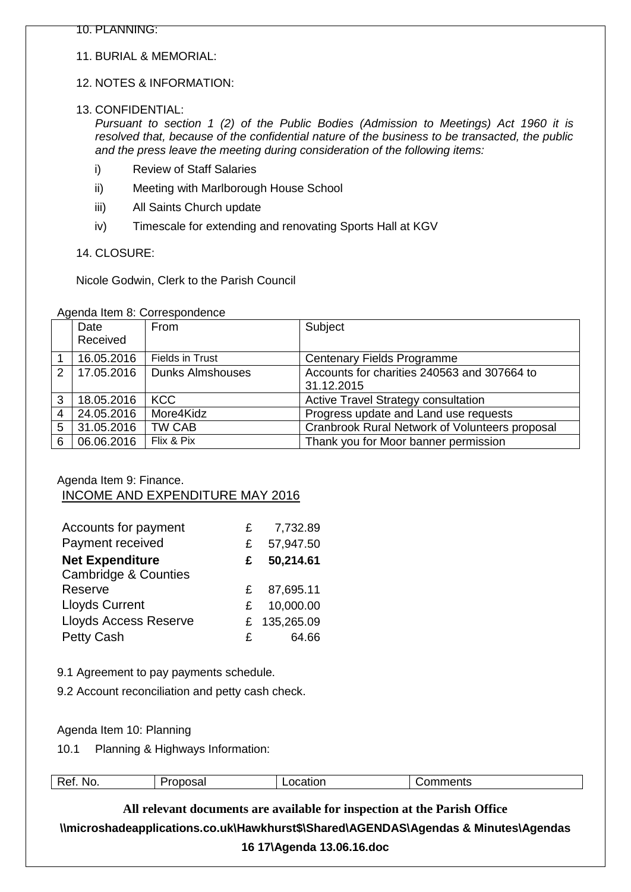10. PLANNING:

11. BURIAL & MEMORIAL:

12. NOTES & INFORMATION:

13. CONFIDENTIAL:
*Pursuant to section 1 (2) of the Public Bodies (Admission to Meetings) Act 1960 it is resolved that, because of the confidential nature of the business to be transacted, the public and the press leave the meeting during consideration of the following items:*

   i) Review of Staff Salaries

   ii) Meeting with Marlborough House School

   iii) All Saints Church update

   iv) Timescale for extending and renovating Sports Hall at KGV

14. CLOSURE:

Nicole Godwin, Clerk to the Parish Council

Agenda Item 8: Correspondence

| | Date Received | From | Subject |
|---|---|---|---|
| 1 | 16.05.2016 | Fields in Trust | Centenary Fields Programme |
| 2 | 17.05.2016 | Dunks Almshouses | Accounts for charities 240563 and 307664 to 31.12.2015 |
| 3 | 18.05.2016 | KCC | Active Travel Strategy consultation |
| 4 | 24.05.2016 | More4Kidz | Progress update and Land use requests |
| 5 | 31.05.2016 | TW CAB | Cranbrook Rural Network of Volunteers proposal |
| 6 | 06.06.2016 | Flix & Pix | Thank you for Moor banner permission |

Agenda Item 9: Finance.

INCOME AND EXPENDITURE MAY 2016

| | | |
|---|---|---|
| Accounts for payment | £ | 7,732.89 |
| Payment received | £ | 57,947.50 |
| **Net Expenditure** | **£** | **50,214.61** |
| Cambridge & Counties Reserve | £ | 87,695.11 |
| Lloyds Current | £ | 10,000.00 |
| Lloyds Access Reserve | £ | 135,265.09 |
| Petty Cash | £ | 64.66 |

9.1 Agreement to pay payments schedule.

9.2 Account reconciliation and petty cash check.

Agenda Item 10: Planning

10.1 Planning & Highways Information:

| Ref. No. | Proposal | Location | Comments |
|---|---|---|---|

**All relevant documents are available for inspection at the Parish Office**

**\\microshadeapplications.co.uk\Hawkhurst$\Shared\AGENDAS\Agendas & Minutes\Agendas 16 17\Agenda 13.06.16.doc**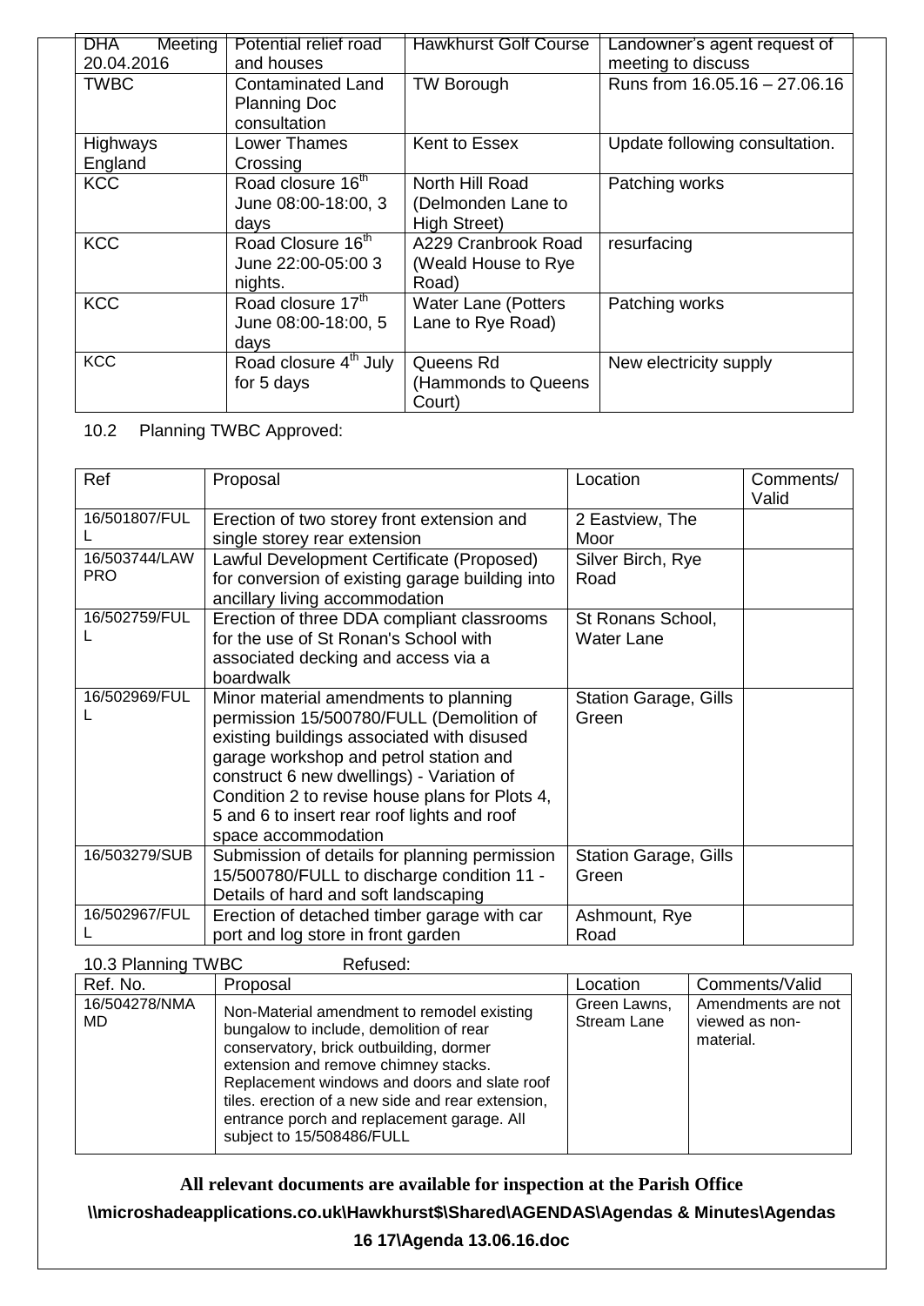| DHA Meeting 20.04.2016 | Potential relief road and houses | Hawkhurst Golf Course | Landowner's agent request of meeting to discuss |
|---|---|---|---|
| TWBC | Contaminated Land Planning Doc consultation | TW Borough | Runs from 16.05.16 – 27.06.16 |
| Highways England | Lower Thames Crossing | Kent to Essex | Update following consultation. |
| KCC | Road closure 16th June 08:00-18:00, 3 days | North Hill Road (Delmonden Lane to High Street) | Patching works |
| KCC | Road Closure 16th June 22:00-05:00 3 nights. | A229 Cranbrook Road (Weald House to Rye Road) | resurfacing |
| KCC | Road closure 17th June 08:00-18:00, 5 days | Water Lane (Potters Lane to Rye Road) | Patching works |
| KCC | Road closure 4th July for 5 days | Queens Rd (Hammonds to Queens Court) | New electricity supply |

10.2 Planning TWBC Approved:

| Ref | Proposal | Location | Comments/ Valid |
|---|---|---|---|
| 16/501807/FULL | Erection of two storey front extension and single storey rear extension | 2 Eastview, The Moor | |
| 16/503744/LAWPRO | Lawful Development Certificate (Proposed) for conversion of existing garage building into ancillary living accommodation | Silver Birch, Rye Road | |
| 16/502759/FULL | Erection of three DDA compliant classrooms for the use of St Ronan's School with associated decking and access via a boardwalk | St Ronans School, Water Lane | |
| 16/502969/FULL | Minor material amendments to planning permission 15/500780/FULL (Demolition of existing buildings associated with disused garage workshop and petrol station and construct 6 new dwellings) - Variation of Condition 2 to revise house plans for Plots 4, 5 and 6 to insert rear roof lights and roof space accommodation | Station Garage, Gills Green | |
| 16/503279/SUB | Submission of details for planning permission 15/500780/FULL to discharge condition 11 - Details of hard and soft landscaping | Station Garage, Gills Green | |
| 16/502967/FULL | Erection of detached timber garage with car port and log store in front garden | Ashmount, Rye Road | |

10.3 Planning TWBC Refused:

| Ref. No. | Proposal | Location | Comments/Valid |
|---|---|---|---|
| 16/504278/NMAMD | Non-Material amendment to remodel existing bungalow to include, demolition of rear conservatory, brick outbuilding, dormer extension and remove chimney stacks. Replacement windows and doors and slate roof tiles. erection of a new side and rear extension, entrance porch and replacement garage. All subject to 15/508486/FULL | Green Lawns, Stream Lane | Amendments are not viewed as non-material. |

**All relevant documents are available for inspection at the Parish Office**

**\\microshadeapplications.co.uk\Hawkhurst$\Shared\AGENDAS\Agendas & Minutes\Agendas 16 17\Agenda 13.06.16.doc**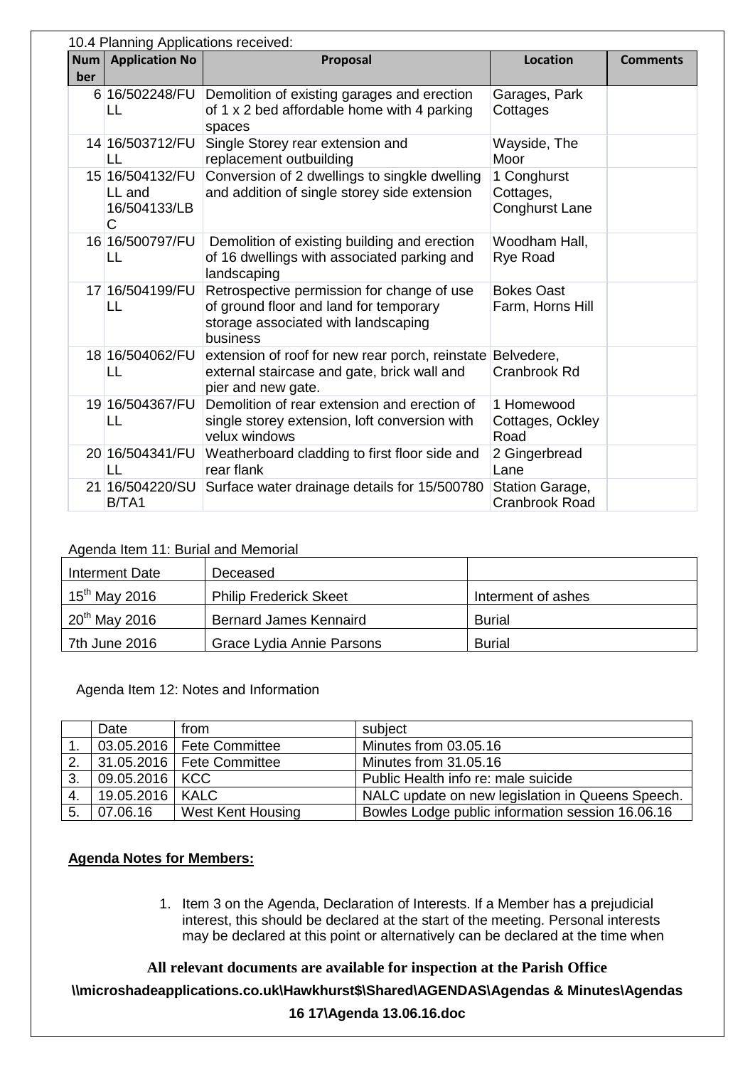10.4 Planning Applications received:

| Number | Application No | Proposal | Location | Comments |
|---|---|---|---|---|
| 6 | 16/502248/FULL | Demolition of existing garages and erection of 1 x 2 bed affordable home with 4 parking spaces | Garages, Park Cottages | |
| 14 | 16/503712/FULL | Single Storey rear extension and replacement outbuilding | Wayside, The Moor | |
| 15 | 16/504132/FULL and 16/504133/LBC | Conversion of 2 dwellings to singkle dwelling and addition of single storey side extension | 1 Conghurst Cottages, Conghurst Lane | |
| 16 | 16/500797/FULL | Demolition of existing building and erection of 16 dwellings with associated parking and landscaping | Woodham Hall, Rye Road | |
| 17 | 16/504199/FULL | Retrospective permission for change of use of ground floor and land for temporary storage associated with landscaping business | Bokes Oast Farm, Horns Hill | |
| 18 | 16/504062/FULL | extension of roof for new rear porch, reinstate external staircase and gate, brick wall and pier and new gate. | Belvedere, Cranbrook Rd | |
| 19 | 16/504367/FULL | Demolition of rear extension and erection of single storey extension, loft conversion with velux windows | 1 Homewood Cottages, Ockley Road | |
| 20 | 16/504341/FULL | Weatherboard cladding to first floor side and rear flank | 2 Gingerbread Lane | |
| 21 | 16/504220/SUB/TA1 | Surface water drainage details for 15/500780 | Station Garage, Cranbrook Road | |

Agenda Item 11: Burial and Memorial

| Interment Date | Deceased | |
|---|---|---|
| 15th May 2016 | Philip Frederick Skeet | Interment of ashes |
| 20th May 2016 | Bernard James Kennaird | Burial |
| 7th June 2016 | Grace Lydia Annie Parsons | Burial |

Agenda Item 12: Notes and Information

| | Date | from | subject |
|---|---|---|---|
| 1. | 03.05.2016 | Fete Committee | Minutes from 03.05.16 |
| 2. | 31.05.2016 | Fete Committee | Minutes from 31.05.16 |
| 3. | 09.05.2016 | KCC | Public Health info re: male suicide |
| 4. | 19.05.2016 | KALC | NALC update on new legislation in Queens Speech. |
| 5. | 07.06.16 | West Kent Housing | Bowles Lodge public information session 16.06.16 |

**Agenda Notes for Members:**

1. Item 3 on the Agenda, Declaration of Interests. If a Member has a prejudicial interest, this should be declared at the start of the meeting. Personal interests may be declared at this point or alternatively can be declared at the time when

**All relevant documents are available for inspection at the Parish Office**

**\\microshadeapplications.co.uk\Hawkhurst$\Shared\AGENDAS\Agendas & Minutes\Agendas 16 17\Agenda 13.06.16.doc**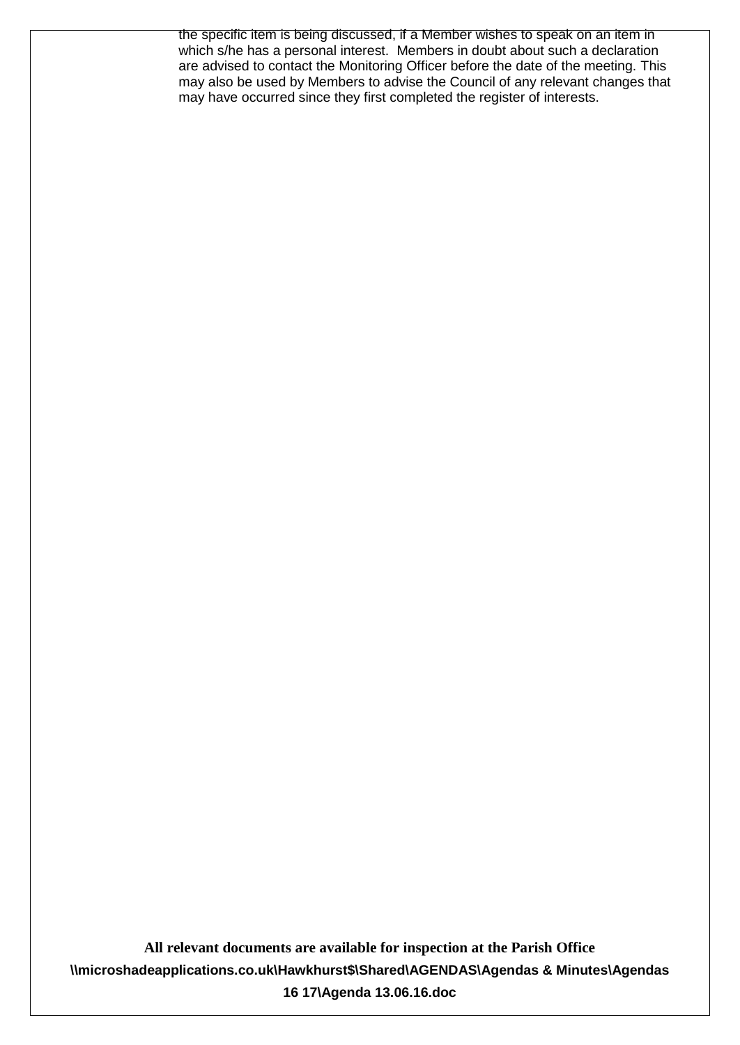the specific item is being discussed, if a Member wishes to speak on an item in which s/he has a personal interest. Members in doubt about such a declaration are advised to contact the Monitoring Officer before the date of the meeting. This may also be used by Members to advise the Council of any relevant changes that may have occurred since they first completed the register of interests.

**All relevant documents are available for inspection at the Parish Office**

**\\microshadeapplications.co.uk\Hawkhurst$\Shared\AGENDAS\Agendas & Minutes\Agendas 16 17\Agenda 13.06.16.doc**